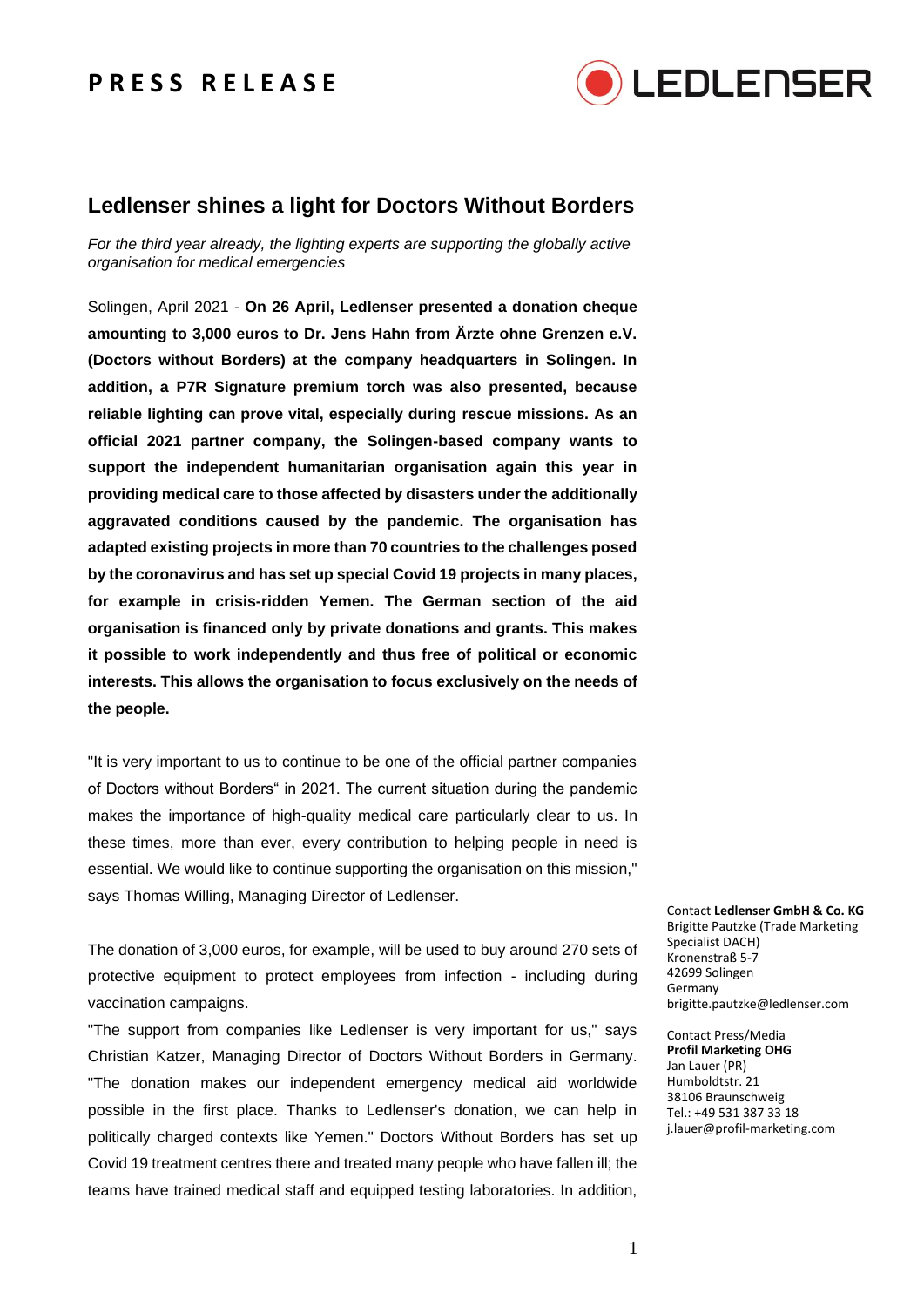# PRESS RELEASE

LEDLENSER

## Ledlenser shines a light for Doctors Without Borders

*For the third year already, the lighting experts are supporting the globally active organisation for medical emergencies*

Solingen, April 2021 - **On 26 April, Ledlenser presented a donation cheque amounting to 3,000 euros to Dr. Jens Hahn from Ärzte ohne Grenzen e.V. (Doctors without Borders) at the company headquarters in Solingen. In addition, a P7R Signature premium torch was also presented, because reliable lighting can prove vital, especially during rescue missions. As an official 2021 partner company, the Solingen-based company wants to support the independent humanitarian organisation again this year in providing medical care to those affected by disasters under the additionally aggravated conditions caused by the pandemic. The organisation has adapted existing projects in more than 70 countries to the challenges posed by the coronavirus and has set up special Covid 19 projects in many places, for example in crisis-ridden Yemen. The German section of the aid organisation is financed only by private donations and grants. This makes it possible to work independently and thus free of political or economic interests. This allows the organisation to focus exclusively on the needs of the people.**

"It is very important to us to continue to be one of the official partner companies of Doctors without Borders" in 2021. The current situation during the pandemic makes the importance of high-quality medical care particularly clear to us. In these times, more than ever, every contribution to helping people in need is essential. We would like to continue supporting the organisation on this mission," says Thomas Willing, Managing Director of Ledlenser.

The donation of 3,000 euros, for example, will be used to buy around 270 sets of protective equipment to protect employees from infection - including during vaccination campaigns.

"The support from companies like Ledlenser is very important for us," says Christian Katzer, Managing Director of Doctors Without Borders in Germany. "The donation makes our independent emergency medical aid worldwide possible in the first place. Thanks to Ledlenser's donation, we can help in politically charged contexts like Yemen." Doctors Without Borders has set up Covid 19 treatment centres there and treated many people who have fallen ill; the teams have trained medical staff and equipped testing laboratories. In addition,

Contact **Ledlenser GmbH & Co. KG**
Brigitte Pautzke (Trade Marketing Specialist DACH)
Kronenstraß 5-7
42699 Solingen
Germany
brigitte.pautzke@ledlenser.com

Contact Press/Media
**Profil Marketing OHG**
Jan Lauer (PR)
Humboldtstr. 21
38106 Braunschweig
Tel.: +49 531 387 33 18
j.lauer@profil-marketing.com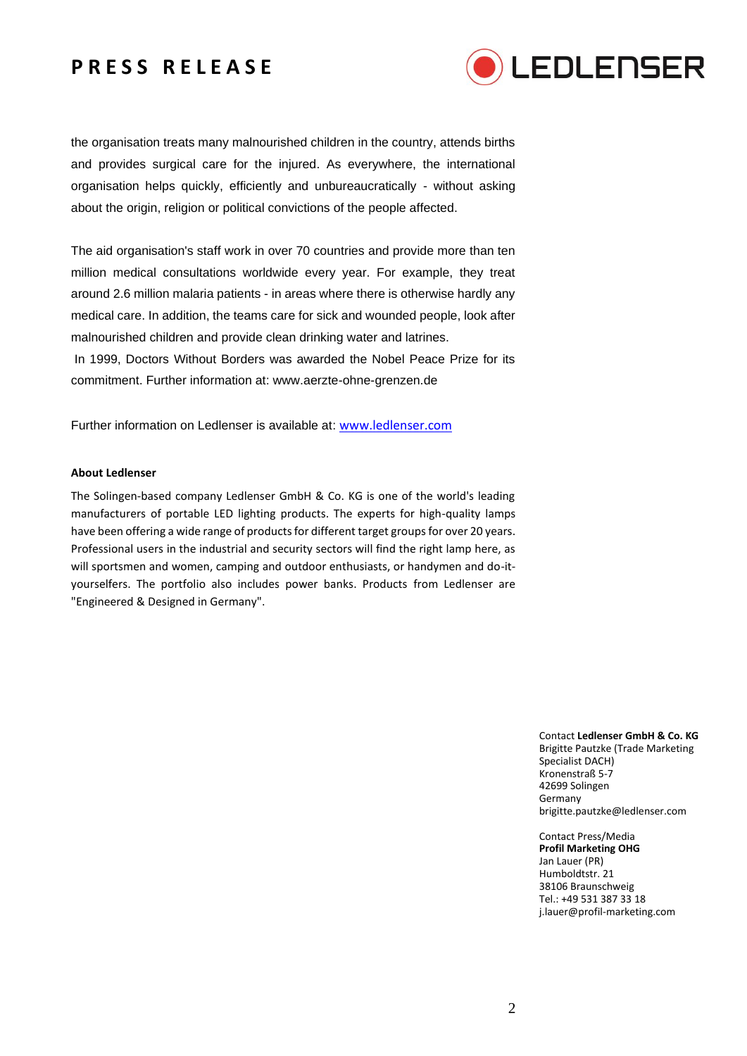the organisation treats many malnourished children in the country, attends births and provides surgical care for the injured. As everywhere, the international organisation helps quickly, efficiently and unbureaucratically - without asking about the origin, religion or political convictions of the people affected.

The aid organisation's staff work in over 70 countries and provide more than ten million medical consultations worldwide every year. For example, they treat around 2.6 million malaria patients - in areas where there is otherwise hardly any medical care. In addition, the teams care for sick and wounded people, look after malnourished children and provide clean drinking water and latrines.
In 1999, Doctors Without Borders was awarded the Nobel Peace Prize for its commitment. Further information at: www.aerzte-ohne-grenzen.de

Further information on Ledlenser is available at: www.ledlenser.com

**About Ledlenser**

The Solingen-based company Ledlenser GmbH & Co. KG is one of the world's leading manufacturers of portable LED lighting products. The experts for high-quality lamps have been offering a wide range of products for different target groups for over 20 years. Professional users in the industrial and security sectors will find the right lamp here, as will sportsmen and women, camping and outdoor enthusiasts, or handymen and do-it-yourselfers. The portfolio also includes power banks. Products from Ledlenser are "Engineered & Designed in Germany".

Contact **Ledlenser GmbH & Co. KG**
Brigitte Pautzke (Trade Marketing Specialist DACH)
Kronenstraß 5-7
42699 Solingen
Germany
brigitte.pautzke@ledlenser.com

Contact Press/Media
**Profil Marketing OHG**
Jan Lauer (PR)
Humboldtstr. 21
38106 Braunschweig
Tel.: +49 531 387 33 18
j.lauer@profil-marketing.com